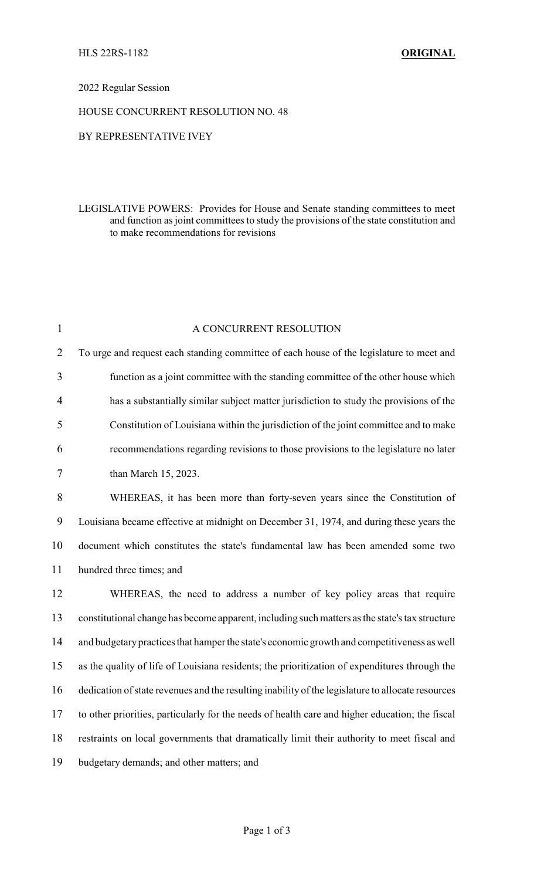HLS 22RS-1182 **ORIGINAL**

2022 Regular Session

HOUSE CONCURRENT RESOLUTION NO. 48

BY REPRESENTATIVE IVEY

LEGISLATIVE POWERS: Provides for House and Senate standing committees to meet and function as joint committees to study the provisions of the state constitution and to make recommendations for revisions

A CONCURRENT RESOLUTION

To urge and request each standing committee of each house of the legislature to meet and function as a joint committee with the standing committee of the other house which has a substantially similar subject matter jurisdiction to study the provisions of the Constitution of Louisiana within the jurisdiction of the joint committee and to make recommendations regarding revisions to those provisions to the legislature no later than March 15, 2023.

WHEREAS, it has been more than forty-seven years since the Constitution of Louisiana became effective at midnight on December 31, 1974, and during these years the document which constitutes the state's fundamental law has been amended some two hundred three times; and

WHEREAS, the need to address a number of key policy areas that require constitutional change has become apparent, including such matters as the state's tax structure and budgetary practices that hamper the state's economic growth and competitiveness as well as the quality of life of Louisiana residents; the prioritization of expenditures through the dedication of state revenues and the resulting inability of the legislature to allocate resources to other priorities, particularly for the needs of health care and higher education; the fiscal restraints on local governments that dramatically limit their authority to meet fiscal and budgetary demands; and other matters; and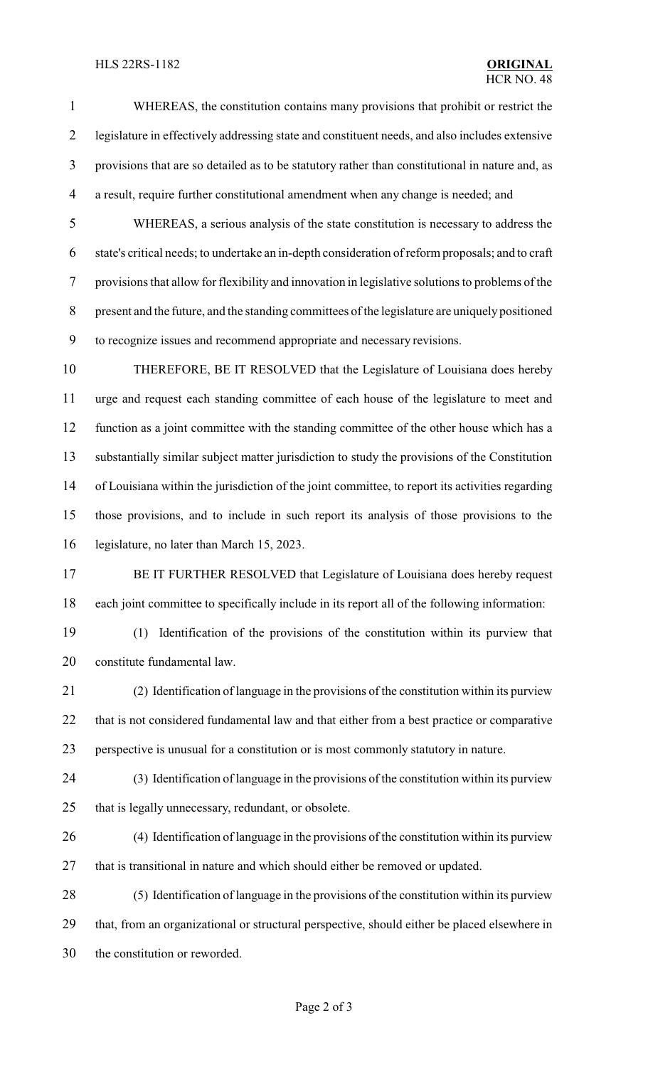WHEREAS, the constitution contains many provisions that prohibit or restrict the legislature in effectively addressing state and constituent needs, and also includes extensive provisions that are so detailed as to be statutory rather than constitutional in nature and, as a result, require further constitutional amendment when any change is needed; and

WHEREAS, a serious analysis of the state constitution is necessary to address the state's critical needs; to undertake an in-depth consideration of reform proposals; and to craft provisions that allow for flexibility and innovation in legislative solutions to problems of the present and the future, and the standing committees of the legislature are uniquely positioned to recognize issues and recommend appropriate and necessary revisions.

THEREFORE, BE IT RESOLVED that the Legislature of Louisiana does hereby urge and request each standing committee of each house of the legislature to meet and function as a joint committee with the standing committee of the other house which has a substantially similar subject matter jurisdiction to study the provisions of the Constitution of Louisiana within the jurisdiction of the joint committee, to report its activities regarding those provisions, and to include in such report its analysis of those provisions to the legislature, no later than March 15, 2023.

BE IT FURTHER RESOLVED that Legislature of Louisiana does hereby request each joint committee to specifically include in its report all of the following information:

(1) Identification of the provisions of the constitution within its purview that constitute fundamental law.

(2) Identification of language in the provisions of the constitution within its purview that is not considered fundamental law and that either from a best practice or comparative perspective is unusual for a constitution or is most commonly statutory in nature.

(3) Identification of language in the provisions of the constitution within its purview that is legally unnecessary, redundant, or obsolete.

(4) Identification of language in the provisions of the constitution within its purview that is transitional in nature and which should either be removed or updated.

(5) Identification of language in the provisions of the constitution within its purview that, from an organizational or structural perspective, should either be placed elsewhere in the constitution or reworded.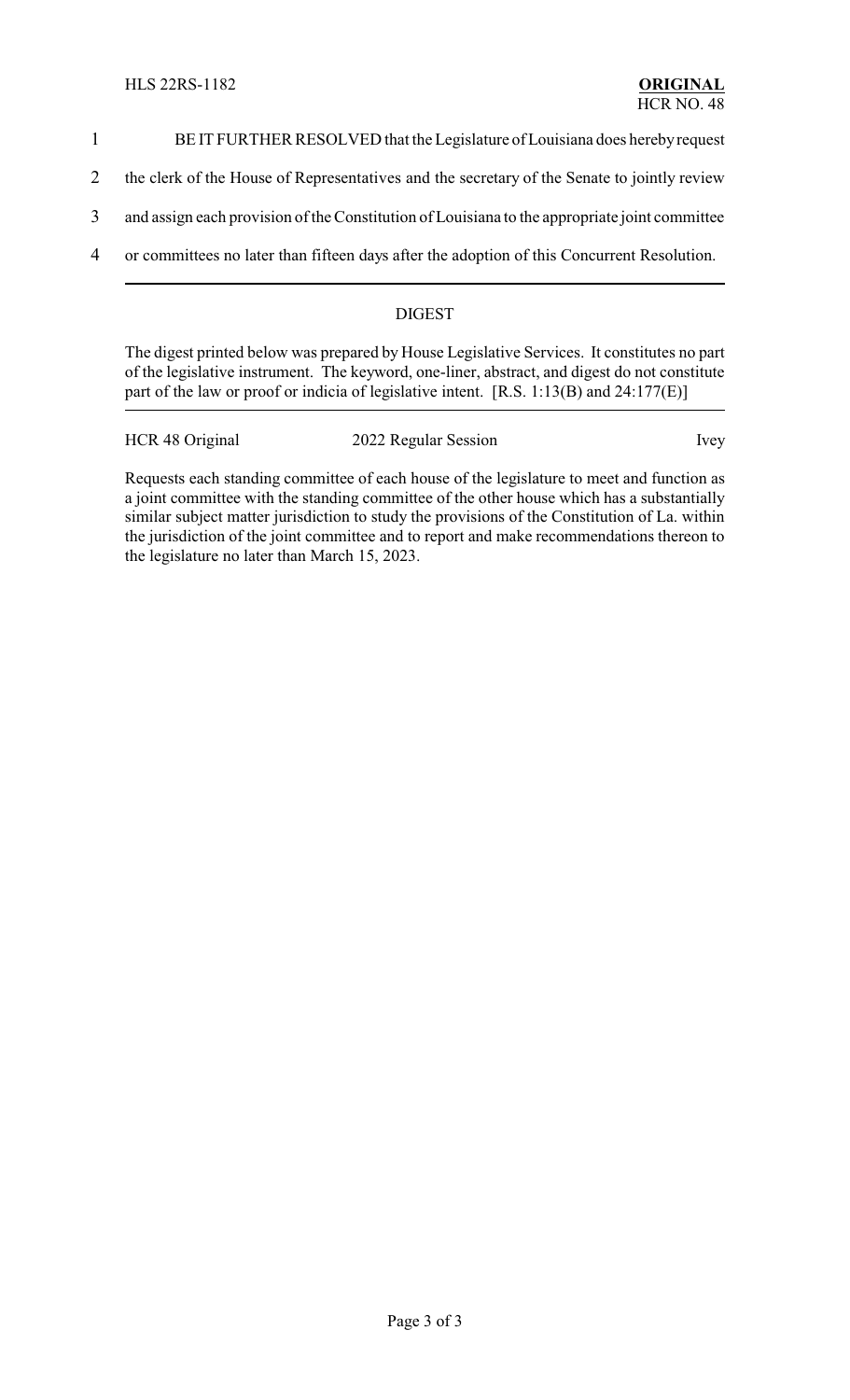BE IT FURTHER RESOLVED that the Legislature of Louisiana does hereby request the clerk of the House of Representatives and the secretary of the Senate to jointly review and assign each provision of the Constitution of Louisiana to the appropriate joint committee or committees no later than fifteen days after the adoption of this Concurrent Resolution.

## DIGEST

The digest printed below was prepared by House Legislative Services. It constitutes no part of the legislative instrument. The keyword, one-liner, abstract, and digest do not constitute part of the law or proof or indicia of legislative intent. [R.S. 1:13(B) and 24:177(E)]

HCR 48 Original 2022 Regular Session Ivey

Requests each standing committee of each house of the legislature to meet and function as a joint committee with the standing committee of the other house which has a substantially similar subject matter jurisdiction to study the provisions of the Constitution of La. within the jurisdiction of the joint committee and to report and make recommendations thereon to the legislature no later than March 15, 2023.